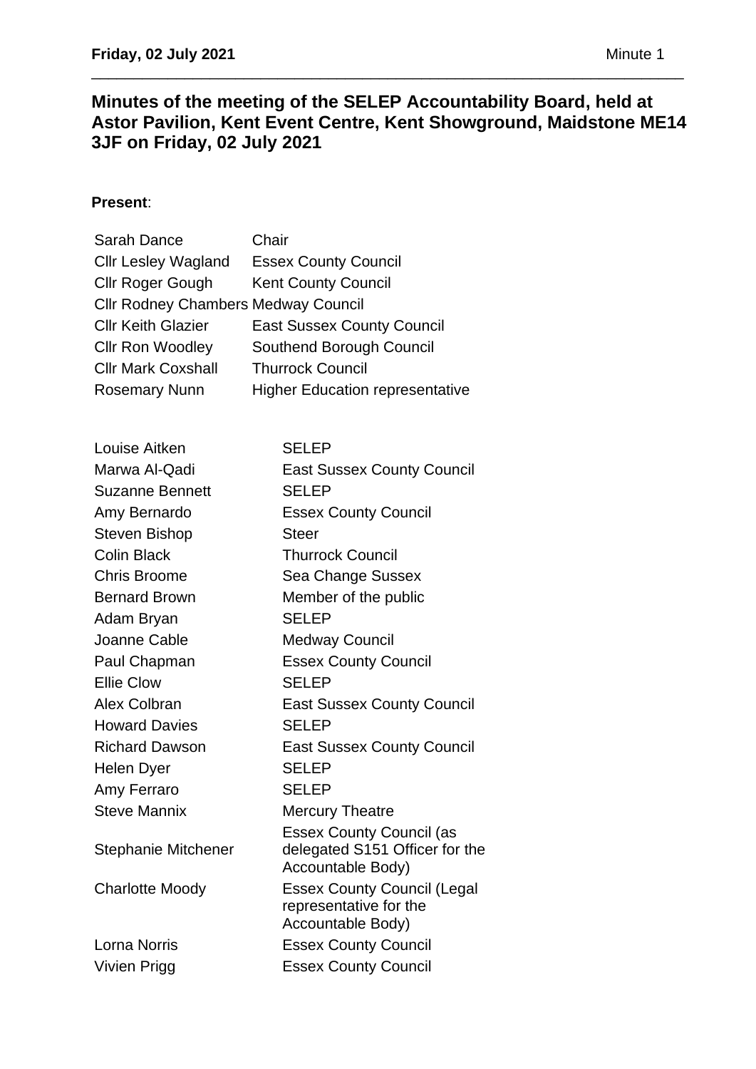## Minutes of the meeting of the SELEP Accountability Board, held at Astor Pavilion, Kent Event Centre, Kent Showground, Maidstone ME14 3JF on Friday, 02 July 2021

**Present**:

| | |
|---|---|
| Sarah Dance | Chair |
| Cllr Lesley Wagland | Essex County Council |
| Cllr Roger Gough | Kent County Council |
| Cllr Rodney Chambers | Medway Council |
| Cllr Keith Glazier | East Sussex County Council |
| Cllr Ron Woodley | Southend Borough Council |
| Cllr Mark Coxshall | Thurrock Council |
| Rosemary Nunn | Higher Education representative |

| | |
|---|---|
| Louise Aitken | SELEP |
| Marwa Al-Qadi | East Sussex County Council |
| Suzanne Bennett | SELEP |
| Amy Bernardo | Essex County Council |
| Steven Bishop | Steer |
| Colin Black | Thurrock Council |
| Chris Broome | Sea Change Sussex |
| Bernard Brown | Member of the public |
| Adam Bryan | SELEP |
| Joanne Cable | Medway Council |
| Paul Chapman | Essex County Council |
| Ellie Clow | SELEP |
| Alex Colbran | East Sussex County Council |
| Howard Davies | SELEP |
| Richard Dawson | East Sussex County Council |
| Helen Dyer | SELEP |
| Amy Ferraro | SELEP |
| Steve Mannix | Mercury Theatre |
| Stephanie Mitchener | Essex County Council (as delegated S151 Officer for the Accountable Body) |
| Charlotte Moody | Essex County Council (Legal representative for the Accountable Body) |
| Lorna Norris | Essex County Council |
| Vivien Prigg | Essex County Council |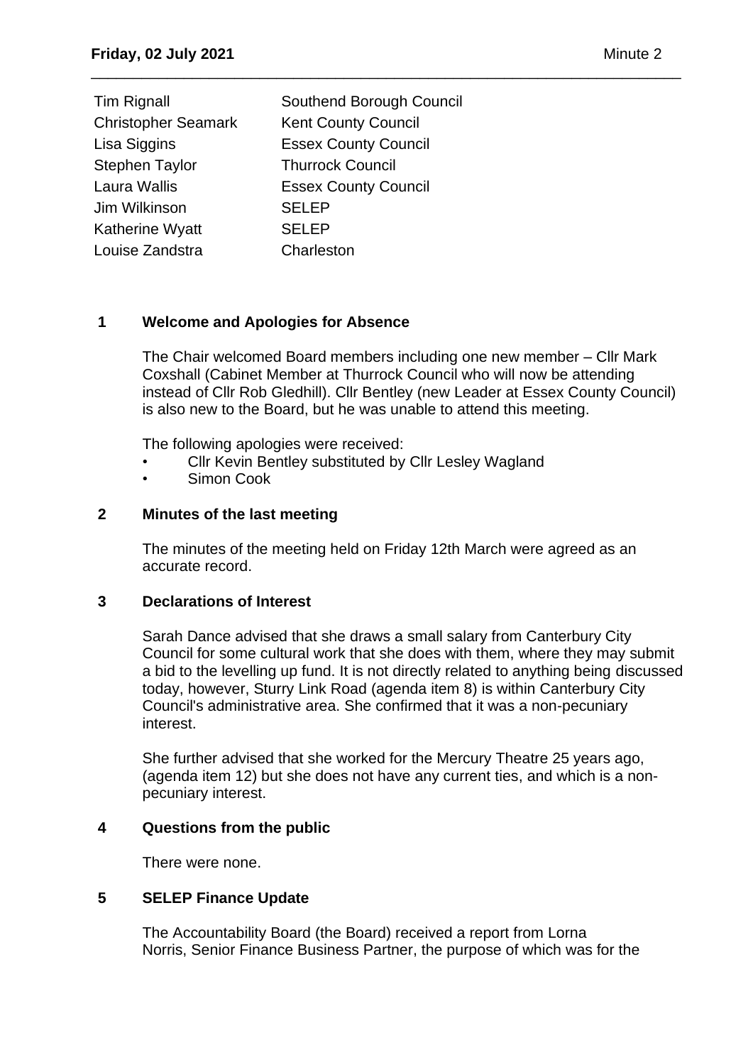| | |
|---|---|
| Tim Rignall | Southend Borough Council |
| Christopher Seamark | Kent County Council |
| Lisa Siggins | Essex County Council |
| Stephen Taylor | Thurrock Council |
| Laura Wallis | Essex County Council |
| Jim Wilkinson | SELEP |
| Katherine Wyatt | SELEP |
| Louise Zandstra | Charleston |

## 1 Welcome and Apologies for Absence

The Chair welcomed Board members including one new member – Cllr Mark Coxshall (Cabinet Member at Thurrock Council who will now be attending instead of Cllr Rob Gledhill). Cllr Bentley (new Leader at Essex County Council) is also new to the Board, but he was unable to attend this meeting.

The following apologies were received:

- Cllr Kevin Bentley substituted by Cllr Lesley Wagland
- Simon Cook

## 2 Minutes of the last meeting

The minutes of the meeting held on Friday 12th March were agreed as an accurate record.

## 3 Declarations of Interest

Sarah Dance advised that she draws a small salary from Canterbury City Council for some cultural work that she does with them, where they may submit a bid to the levelling up fund. It is not directly related to anything being discussed today, however, Sturry Link Road (agenda item 8) is within Canterbury City Council's administrative area. She confirmed that it was a non-pecuniary interest.

She further advised that she worked for the Mercury Theatre 25 years ago, (agenda item 12) but she does not have any current ties, and which is a non-pecuniary interest.

## 4 Questions from the public

There were none.

## 5 SELEP Finance Update

The Accountability Board (the Board) received a report from Lorna Norris, Senior Finance Business Partner, the purpose of which was for the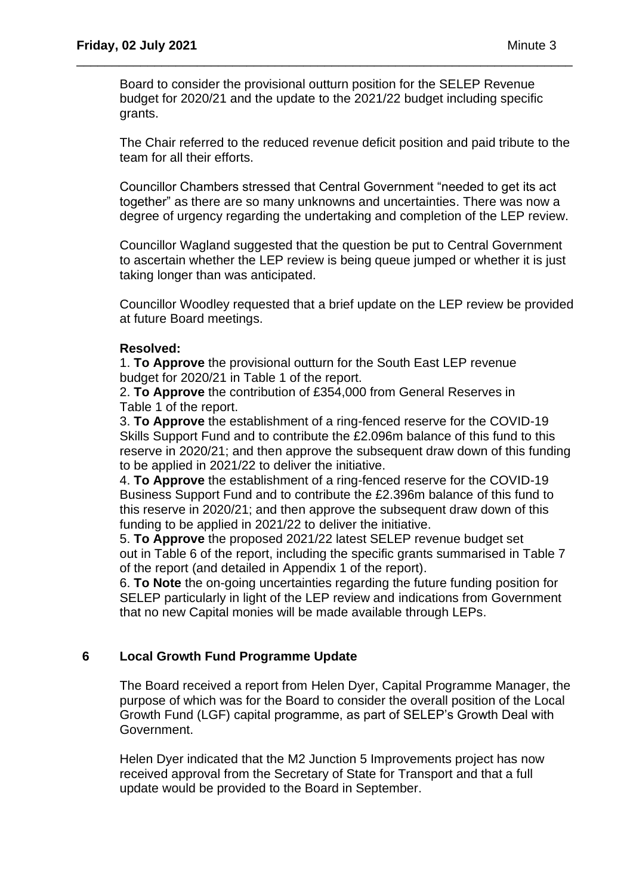Board to consider the provisional outturn position for the SELEP Revenue budget for 2020/21 and the update to the 2021/22 budget including specific grants.

The Chair referred to the reduced revenue deficit position and paid tribute to the team for all their efforts.

Councillor Chambers stressed that Central Government "needed to get its act together" as there are so many unknowns and uncertainties. There was now a degree of urgency regarding the undertaking and completion of the LEP review.

Councillor Wagland suggested that the question be put to Central Government to ascertain whether the LEP review is being queue jumped or whether it is just taking longer than was anticipated.

Councillor Woodley requested that a brief update on the LEP review be provided at future Board meetings.

**Resolved:**

1. **To Approve** the provisional outturn for the South East LEP revenue budget for 2020/21 in Table 1 of the report.
2. **To Approve** the contribution of £354,000 from General Reserves in Table 1 of the report.
3. **To Approve** the establishment of a ring-fenced reserve for the COVID-19 Skills Support Fund and to contribute the £2.096m balance of this fund to this reserve in 2020/21; and then approve the subsequent draw down of this funding to be applied in 2021/22 to deliver the initiative.
4. **To Approve** the establishment of a ring-fenced reserve for the COVID-19 Business Support Fund and to contribute the £2.396m balance of this fund to this reserve in 2020/21; and then approve the subsequent draw down of this funding to be applied in 2021/22 to deliver the initiative.
5. **To Approve** the proposed 2021/22 latest SELEP revenue budget set out in Table 6 of the report, including the specific grants summarised in Table 7 of the report (and detailed in Appendix 1 of the report).
6. **To Note** the on-going uncertainties regarding the future funding position for SELEP particularly in light of the LEP review and indications from Government that no new Capital monies will be made available through LEPs.

## 6 Local Growth Fund Programme Update

The Board received a report from Helen Dyer, Capital Programme Manager, the purpose of which was for the Board to consider the overall position of the Local Growth Fund (LGF) capital programme, as part of SELEP's Growth Deal with Government.

Helen Dyer indicated that the M2 Junction 5 Improvements project has now received approval from the Secretary of State for Transport and that a full update would be provided to the Board in September.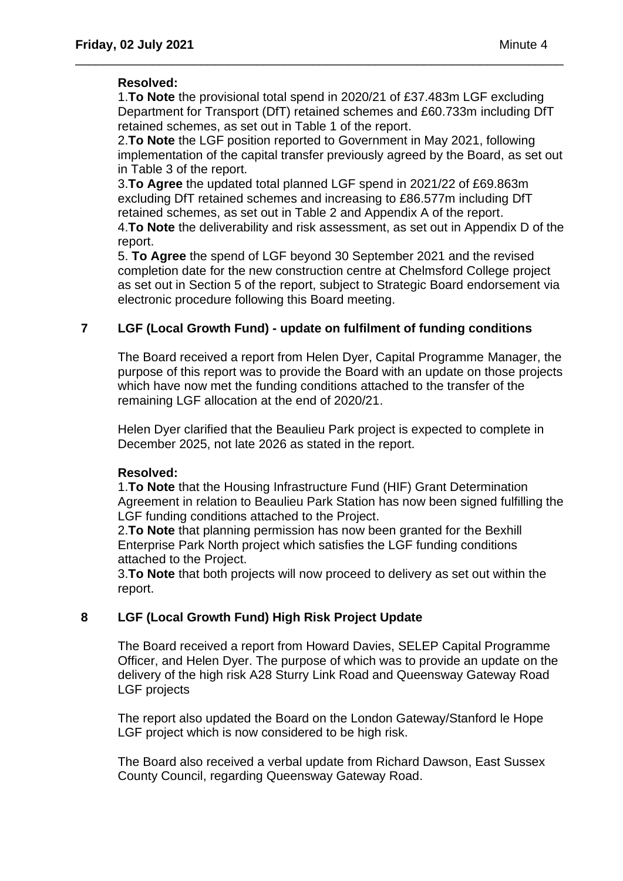**Resolved:**

1.**To Note** the provisional total spend in 2020/21 of £37.483m LGF excluding Department for Transport (DfT) retained schemes and £60.733m including DfT retained schemes, as set out in Table 1 of the report.

2.**To Note** the LGF position reported to Government in May 2021, following implementation of the capital transfer previously agreed by the Board, as set out in Table 3 of the report.

3.**To Agree** the updated total planned LGF spend in 2021/22 of £69.863m excluding DfT retained schemes and increasing to £86.577m including DfT retained schemes, as set out in Table 2 and Appendix A of the report.

4.**To Note** the deliverability and risk assessment, as set out in Appendix D of the report.

5. **To Agree** the spend of LGF beyond 30 September 2021 and the revised completion date for the new construction centre at Chelmsford College project as set out in Section 5 of the report, subject to Strategic Board endorsement via electronic procedure following this Board meeting.

## 7 LGF (Local Growth Fund) - update on fulfilment of funding conditions

The Board received a report from Helen Dyer, Capital Programme Manager, the purpose of this report was to provide the Board with an update on those projects which have now met the funding conditions attached to the transfer of the remaining LGF allocation at the end of 2020/21.

Helen Dyer clarified that the Beaulieu Park project is expected to complete in December 2025, not late 2026 as stated in the report.

**Resolved:**

1.**To Note** that the Housing Infrastructure Fund (HIF) Grant Determination Agreement in relation to Beaulieu Park Station has now been signed fulfilling the LGF funding conditions attached to the Project.

2.**To Note** that planning permission has now been granted for the Bexhill Enterprise Park North project which satisfies the LGF funding conditions attached to the Project.

3.**To Note** that both projects will now proceed to delivery as set out within the report.

## 8 LGF (Local Growth Fund) High Risk Project Update

The Board received a report from Howard Davies, SELEP Capital Programme Officer, and Helen Dyer. The purpose of which was to provide an update on the delivery of the high risk A28 Sturry Link Road and Queensway Gateway Road LGF projects

The report also updated the Board on the London Gateway/Stanford le Hope LGF project which is now considered to be high risk.

The Board also received a verbal update from Richard Dawson, East Sussex County Council, regarding Queensway Gateway Road.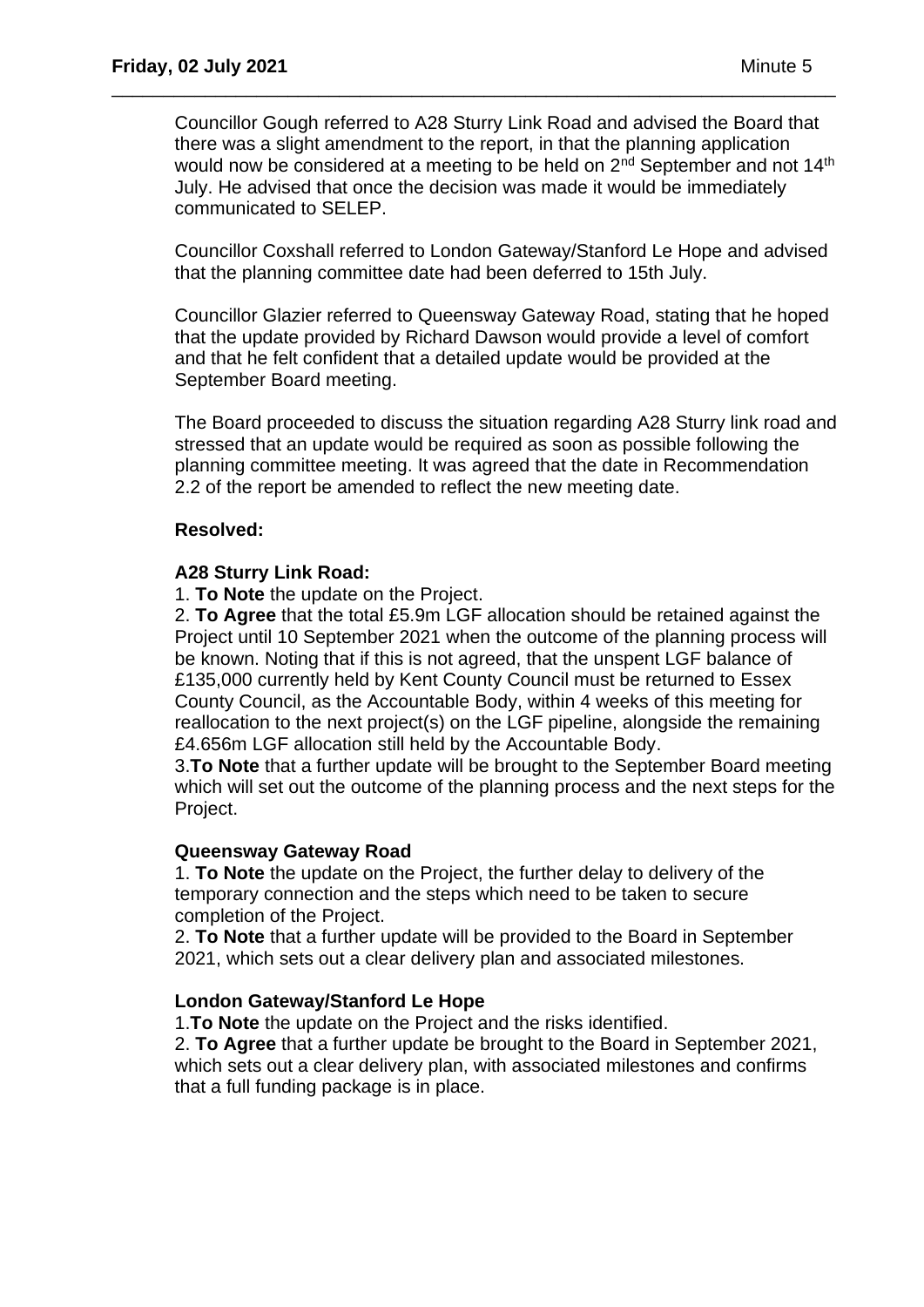Councillor Gough referred to A28 Sturry Link Road and advised the Board that there was a slight amendment to the report, in that the planning application would now be considered at a meeting to be held on 2nd September and not 14th July. He advised that once the decision was made it would be immediately communicated to SELEP.

Councillor Coxshall referred to London Gateway/Stanford Le Hope and advised that the planning committee date had been deferred to 15th July.

Councillor Glazier referred to Queensway Gateway Road, stating that he hoped that the update provided by Richard Dawson would provide a level of comfort and that he felt confident that a detailed update would be provided at the September Board meeting.

The Board proceeded to discuss the situation regarding A28 Sturry link road and stressed that an update would be required as soon as possible following the planning committee meeting. It was agreed that the date in Recommendation 2.2 of the report be amended to reflect the new meeting date.

**Resolved:**

**A28 Sturry Link Road:**

1. **To Note** the update on the Project.
2. **To Agree** that the total £5.9m LGF allocation should be retained against the Project until 10 September 2021 when the outcome of the planning process will be known. Noting that if this is not agreed, that the unspent LGF balance of £135,000 currently held by Kent County Council must be returned to Essex County Council, as the Accountable Body, within 4 weeks of this meeting for reallocation to the next project(s) on the LGF pipeline, alongside the remaining £4.656m LGF allocation still held by the Accountable Body.
3. **To Note** that a further update will be brought to the September Board meeting which will set out the outcome of the planning process and the next steps for the Project.

**Queensway Gateway Road**

1. **To Note** the update on the Project, the further delay to delivery of the temporary connection and the steps which need to be taken to secure completion of the Project.
2. **To Note** that a further update will be provided to the Board in September 2021, which sets out a clear delivery plan and associated milestones.

**London Gateway/Stanford Le Hope**

1. **To Note** the update on the Project and the risks identified.
2. **To Agree** that a further update be brought to the Board in September 2021, which sets out a clear delivery plan, with associated milestones and confirms that a full funding package is in place.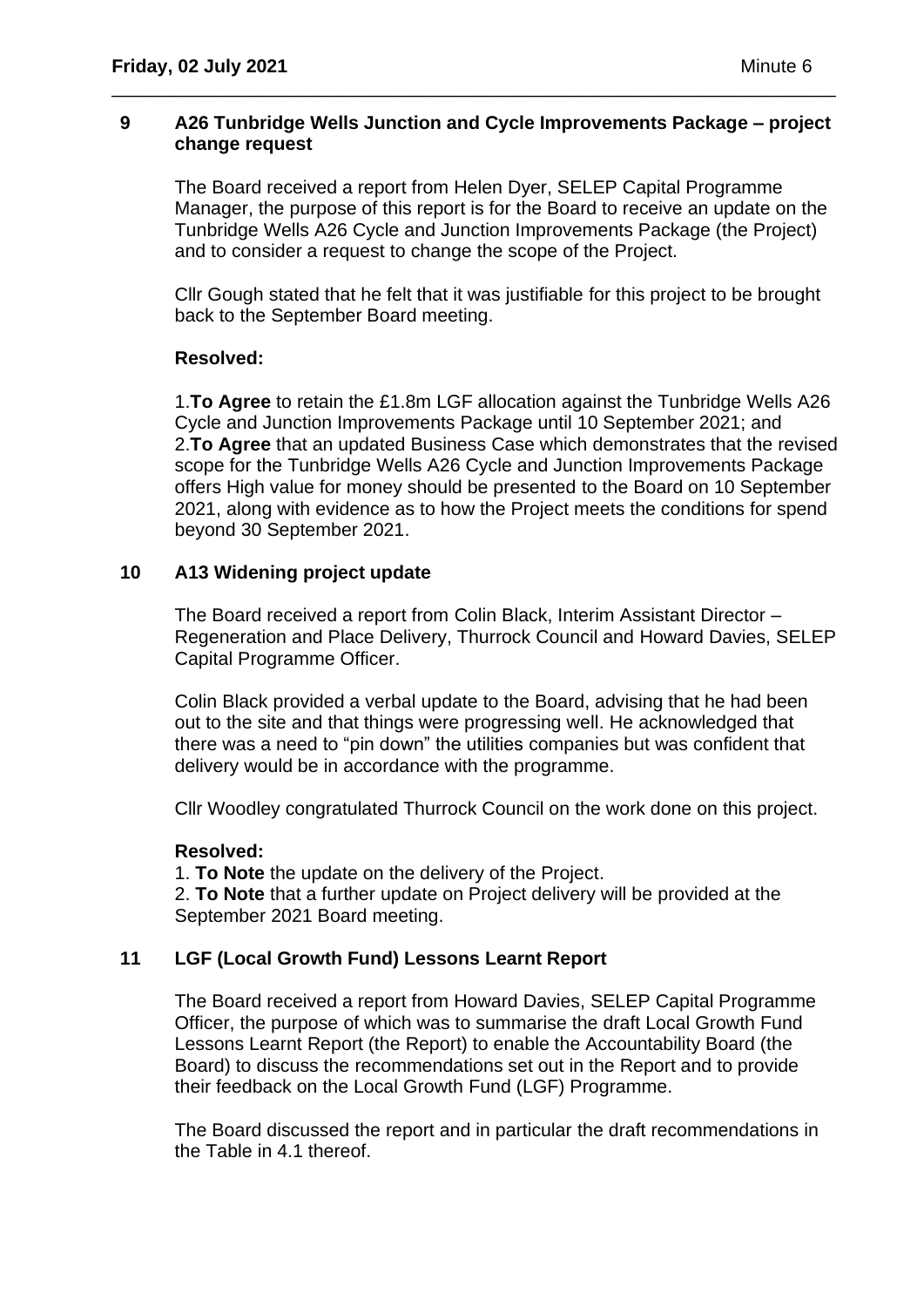## 9 A26 Tunbridge Wells Junction and Cycle Improvements Package – project change request

The Board received a report from Helen Dyer, SELEP Capital Programme Manager, the purpose of this report is for the Board to receive an update on the Tunbridge Wells A26 Cycle and Junction Improvements Package (the Project) and to consider a request to change the scope of the Project.

Cllr Gough stated that he felt that it was justifiable for this project to be brought back to the September Board meeting.

**Resolved:**

1.**To Agree** to retain the £1.8m LGF allocation against the Tunbridge Wells A26 Cycle and Junction Improvements Package until 10 September 2021; and
2.**To Agree** that an updated Business Case which demonstrates that the revised scope for the Tunbridge Wells A26 Cycle and Junction Improvements Package offers High value for money should be presented to the Board on 10 September 2021, along with evidence as to how the Project meets the conditions for spend beyond 30 September 2021.

## 10 A13 Widening project update

The Board received a report from Colin Black, Interim Assistant Director – Regeneration and Place Delivery, Thurrock Council and Howard Davies, SELEP Capital Programme Officer.

Colin Black provided a verbal update to the Board, advising that he had been out to the site and that things were progressing well. He acknowledged that there was a need to "pin down" the utilities companies but was confident that delivery would be in accordance with the programme.

Cllr Woodley congratulated Thurrock Council on the work done on this project.

**Resolved:**

1. **To Note** the update on the delivery of the Project.
2. **To Note** that a further update on Project delivery will be provided at the September 2021 Board meeting.

## 11 LGF (Local Growth Fund) Lessons Learnt Report

The Board received a report from Howard Davies, SELEP Capital Programme Officer, the purpose of which was to summarise the draft Local Growth Fund Lessons Learnt Report (the Report) to enable the Accountability Board (the Board) to discuss the recommendations set out in the Report and to provide their feedback on the Local Growth Fund (LGF) Programme.

The Board discussed the report and in particular the draft recommendations in the Table in 4.1 thereof.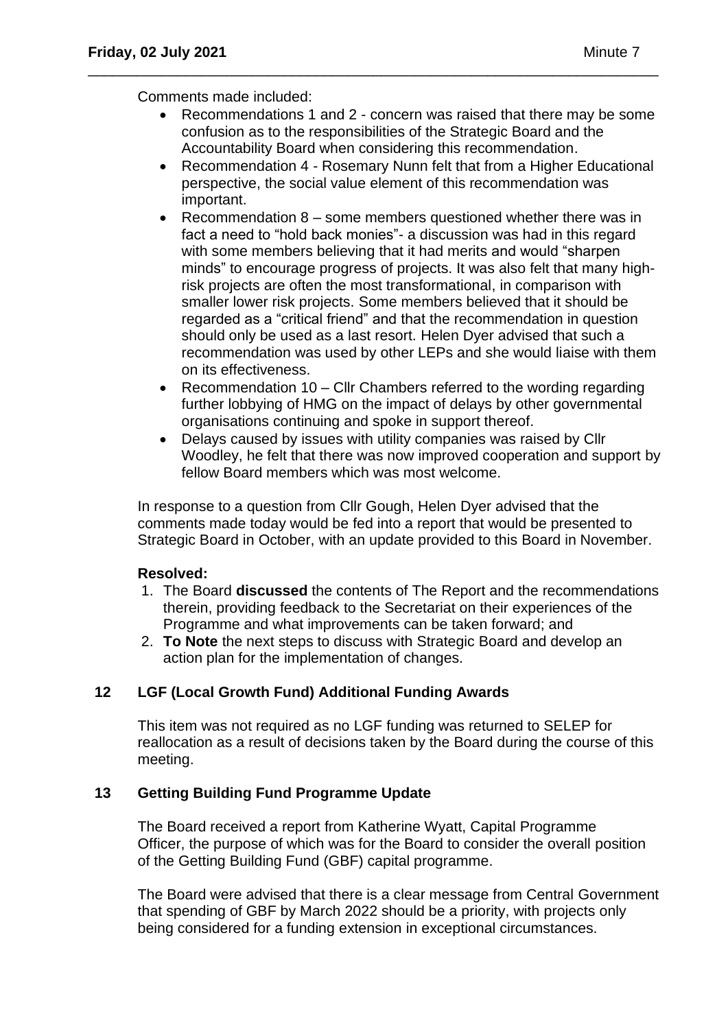Comments made included:

- Recommendations 1 and 2 - concern was raised that there may be some confusion as to the responsibilities of the Strategic Board and the Accountability Board when considering this recommendation.
- Recommendation 4 - Rosemary Nunn felt that from a Higher Educational perspective, the social value element of this recommendation was important.
- Recommendation 8 – some members questioned whether there was in fact a need to "hold back monies"- a discussion was had in this regard with some members believing that it had merits and would "sharpen minds" to encourage progress of projects. It was also felt that many high-risk projects are often the most transformational, in comparison with smaller lower risk projects. Some members believed that it should be regarded as a "critical friend" and that the recommendation in question should only be used as a last resort. Helen Dyer advised that such a recommendation was used by other LEPs and she would liaise with them on its effectiveness.
- Recommendation 10 – Cllr Chambers referred to the wording regarding further lobbying of HMG on the impact of delays by other governmental organisations continuing and spoke in support thereof.
- Delays caused by issues with utility companies was raised by Cllr Woodley, he felt that there was now improved cooperation and support by fellow Board members which was most welcome.

In response to a question from Cllr Gough, Helen Dyer advised that the comments made today would be fed into a report that would be presented to Strategic Board in October, with an update provided to this Board in November.

**Resolved:**

1. The Board **discussed** the contents of The Report and the recommendations therein, providing feedback to the Secretariat on their experiences of the Programme and what improvements can be taken forward; and
2. **To Note** the next steps to discuss with Strategic Board and develop an action plan for the implementation of changes.

## 12 LGF (Local Growth Fund) Additional Funding Awards

This item was not required as no LGF funding was returned to SELEP for reallocation as a result of decisions taken by the Board during the course of this meeting.

## 13 Getting Building Fund Programme Update

The Board received a report from Katherine Wyatt, Capital Programme Officer, the purpose of which was for the Board to consider the overall position of the Getting Building Fund (GBF) capital programme.

The Board were advised that there is a clear message from Central Government that spending of GBF by March 2022 should be a priority, with projects only being considered for a funding extension in exceptional circumstances.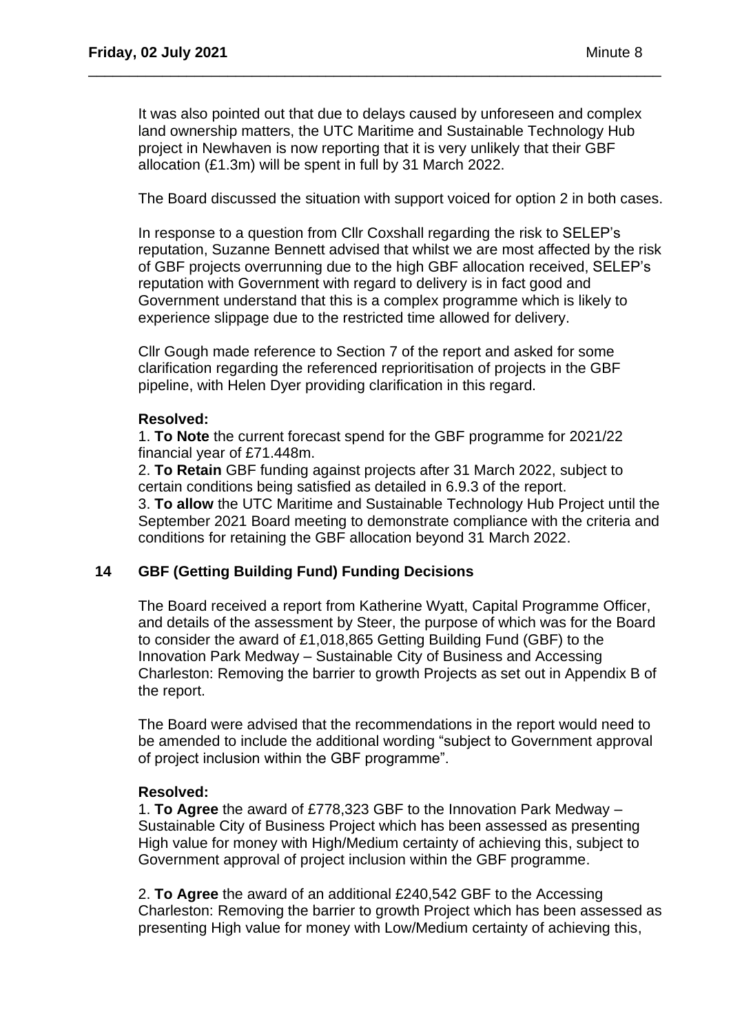It was also pointed out that due to delays caused by unforeseen and complex land ownership matters, the UTC Maritime and Sustainable Technology Hub project in Newhaven is now reporting that it is very unlikely that their GBF allocation (£1.3m) will be spent in full by 31 March 2022.

The Board discussed the situation with support voiced for option 2 in both cases.

In response to a question from Cllr Coxshall regarding the risk to SELEP's reputation, Suzanne Bennett advised that whilst we are most affected by the risk of GBF projects overrunning due to the high GBF allocation received, SELEP's reputation with Government with regard to delivery is in fact good and Government understand that this is a complex programme which is likely to experience slippage due to the restricted time allowed for delivery.

Cllr Gough made reference to Section 7 of the report and asked for some clarification regarding the referenced reprioritisation of projects in the GBF pipeline, with Helen Dyer providing clarification in this regard.

**Resolved:**

1. **To Note** the current forecast spend for the GBF programme for 2021/22 financial year of £71.448m.
2. **To Retain** GBF funding against projects after 31 March 2022, subject to certain conditions being satisfied as detailed in 6.9.3 of the report.
3. **To allow** the UTC Maritime and Sustainable Technology Hub Project until the September 2021 Board meeting to demonstrate compliance with the criteria and conditions for retaining the GBF allocation beyond 31 March 2022.

## 14 GBF (Getting Building Fund) Funding Decisions

The Board received a report from Katherine Wyatt, Capital Programme Officer, and details of the assessment by Steer, the purpose of which was for the Board to consider the award of £1,018,865 Getting Building Fund (GBF) to the Innovation Park Medway – Sustainable City of Business and Accessing Charleston: Removing the barrier to growth Projects as set out in Appendix B of the report.

The Board were advised that the recommendations in the report would need to be amended to include the additional wording "subject to Government approval of project inclusion within the GBF programme".

**Resolved:**

1. **To Agree** the award of £778,323 GBF to the Innovation Park Medway – Sustainable City of Business Project which has been assessed as presenting High value for money with High/Medium certainty of achieving this, subject to Government approval of project inclusion within the GBF programme.

2. **To Agree** the award of an additional £240,542 GBF to the Accessing Charleston: Removing the barrier to growth Project which has been assessed as presenting High value for money with Low/Medium certainty of achieving this,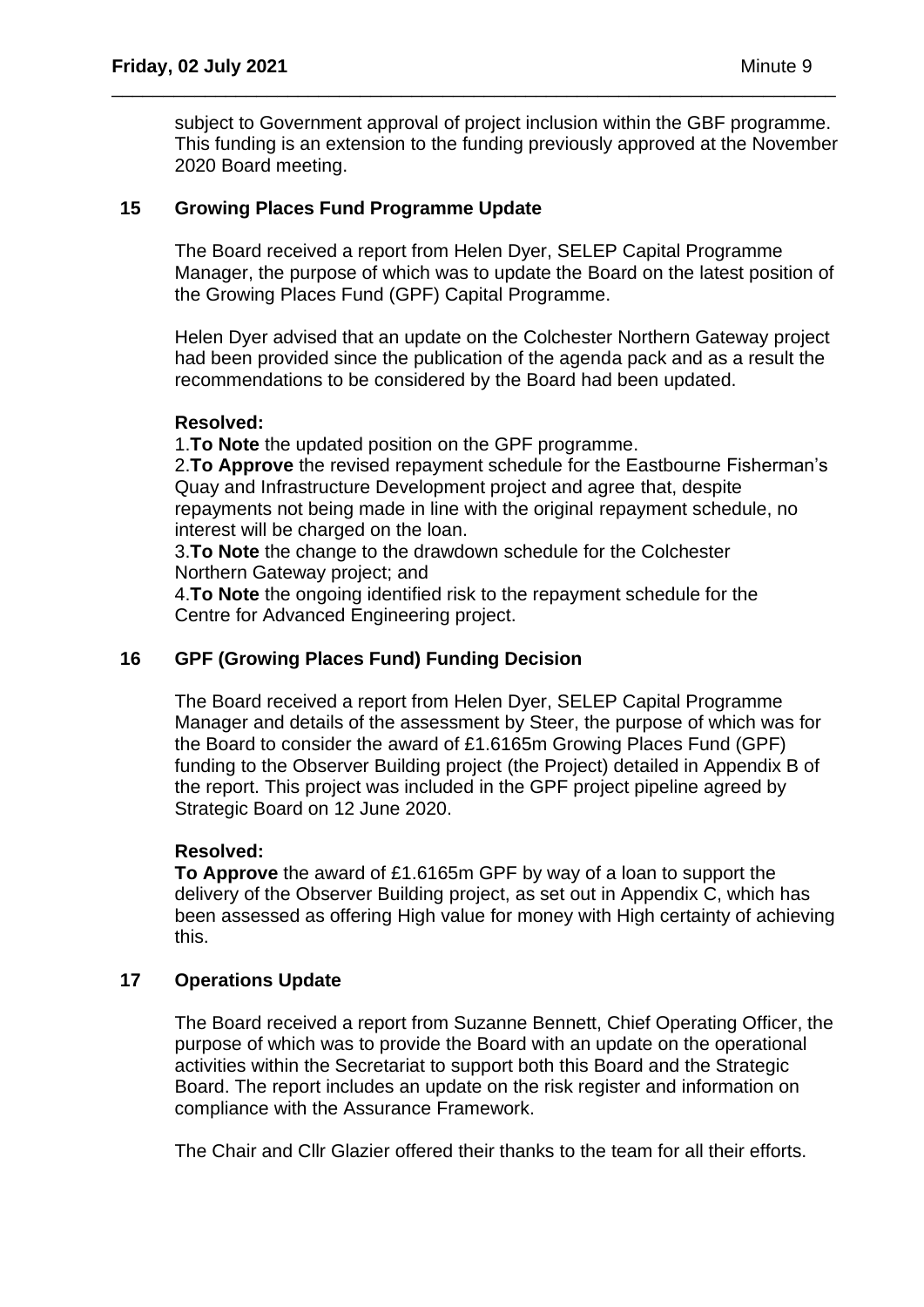subject to Government approval of project inclusion within the GBF programme. This funding is an extension to the funding previously approved at the November 2020 Board meeting.

## 15 Growing Places Fund Programme Update

The Board received a report from Helen Dyer, SELEP Capital Programme Manager, the purpose of which was to update the Board on the latest position of the Growing Places Fund (GPF) Capital Programme.

Helen Dyer advised that an update on the Colchester Northern Gateway project had been provided since the publication of the agenda pack and as a result the recommendations to be considered by the Board had been updated.

**Resolved:**

1. **To Note** the updated position on the GPF programme.
2. **To Approve** the revised repayment schedule for the Eastbourne Fisherman's Quay and Infrastructure Development project and agree that, despite repayments not being made in line with the original repayment schedule, no interest will be charged on the loan.
3. **To Note** the change to the drawdown schedule for the Colchester Northern Gateway project; and
4. **To Note** the ongoing identified risk to the repayment schedule for the Centre for Advanced Engineering project.

## 16 GPF (Growing Places Fund) Funding Decision

The Board received a report from Helen Dyer, SELEP Capital Programme Manager and details of the assessment by Steer, the purpose of which was for the Board to consider the award of £1.6165m Growing Places Fund (GPF) funding to the Observer Building project (the Project) detailed in Appendix B of the report. This project was included in the GPF project pipeline agreed by Strategic Board on 12 June 2020.

**Resolved:**

**To Approve** the award of £1.6165m GPF by way of a loan to support the delivery of the Observer Building project, as set out in Appendix C, which has been assessed as offering High value for money with High certainty of achieving this.

## 17 Operations Update

The Board received a report from Suzanne Bennett, Chief Operating Officer, the purpose of which was to provide the Board with an update on the operational activities within the Secretariat to support both this Board and the Strategic Board. The report includes an update on the risk register and information on compliance with the Assurance Framework.

The Chair and Cllr Glazier offered their thanks to the team for all their efforts.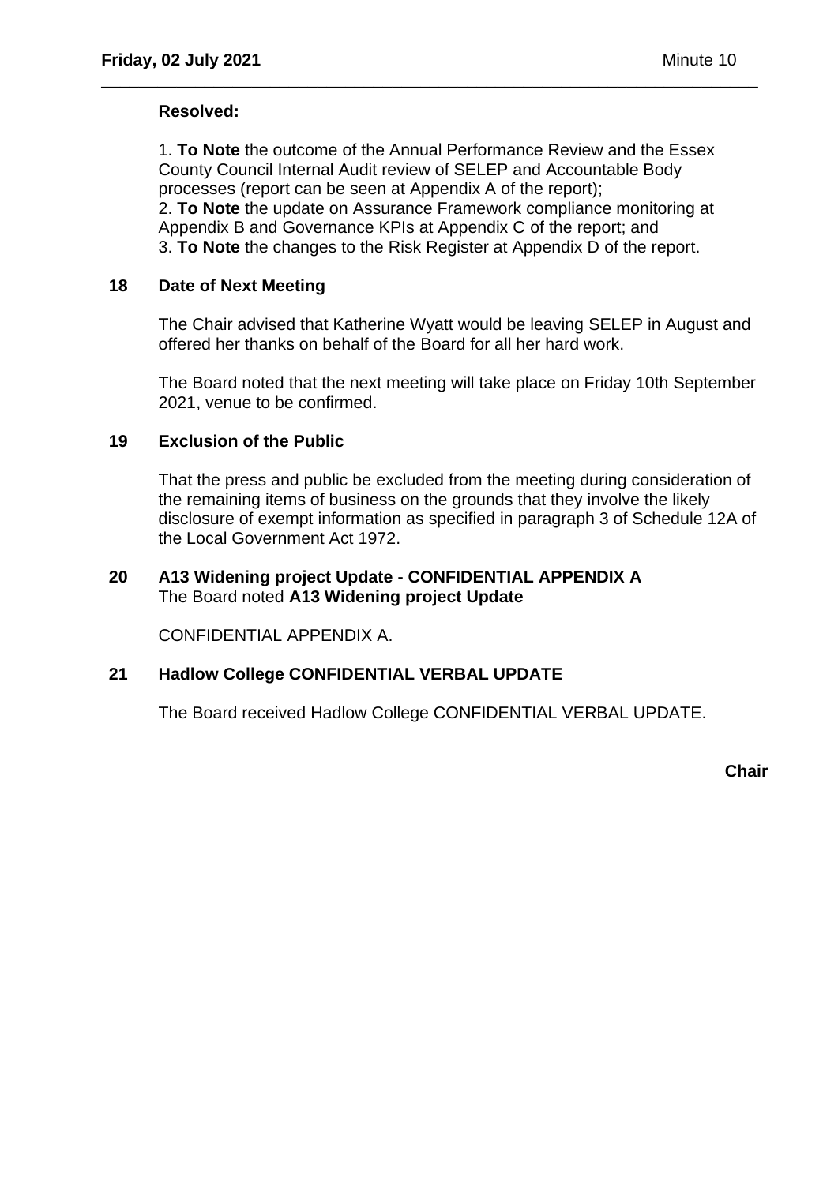**Resolved:**

1. **To Note** the outcome of the Annual Performance Review and the Essex County Council Internal Audit review of SELEP and Accountable Body processes (report can be seen at Appendix A of the report);
2. **To Note** the update on Assurance Framework compliance monitoring at Appendix B and Governance KPIs at Appendix C of the report; and
3. **To Note** the changes to the Risk Register at Appendix D of the report.

## 18 Date of Next Meeting

The Chair advised that Katherine Wyatt would be leaving SELEP in August and offered her thanks on behalf of the Board for all her hard work.

The Board noted that the next meeting will take place on Friday 10th September 2021, venue to be confirmed.

## 19 Exclusion of the Public

That the press and public be excluded from the meeting during consideration of the remaining items of business on the grounds that they involve the likely disclosure of exempt information as specified in paragraph 3 of Schedule 12A of the Local Government Act 1972.

## 20 A13 Widening project Update - CONFIDENTIAL APPENDIX A

The Board noted **A13 Widening project Update**

CONFIDENTIAL APPENDIX A.

## 21 Hadlow College CONFIDENTIAL VERBAL UPDATE

The Board received Hadlow College CONFIDENTIAL VERBAL UPDATE.

**Chair**